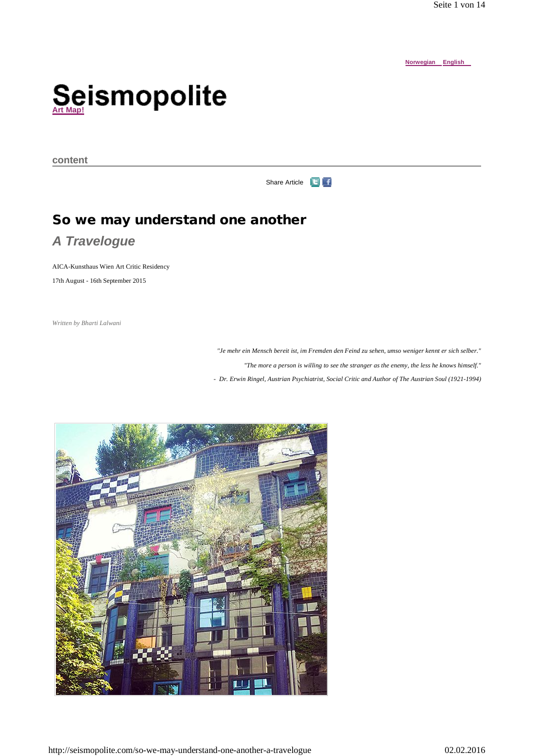Norwegian English

# Seismopolite

Art Map!

content

Share Article

## So we may understand one another

### *A Travelogue*

AICA-Kunsthaus Wien Art Critic Residency

17th August - 16th September 2015

*Written by Bharti Lalwani*

*"Je mehr ein Mensch bereit ist, im Fremden den Feind zu sehen, umso weniger kennt er sich selber."*

*"The more a person is willing to see the stranger as the enemy, the less he knows himself."*

*- Dr. Erwin Ringel, Austrian Psychiatrist, Social Critic and Author of The Austrian Soul (1921-1994)*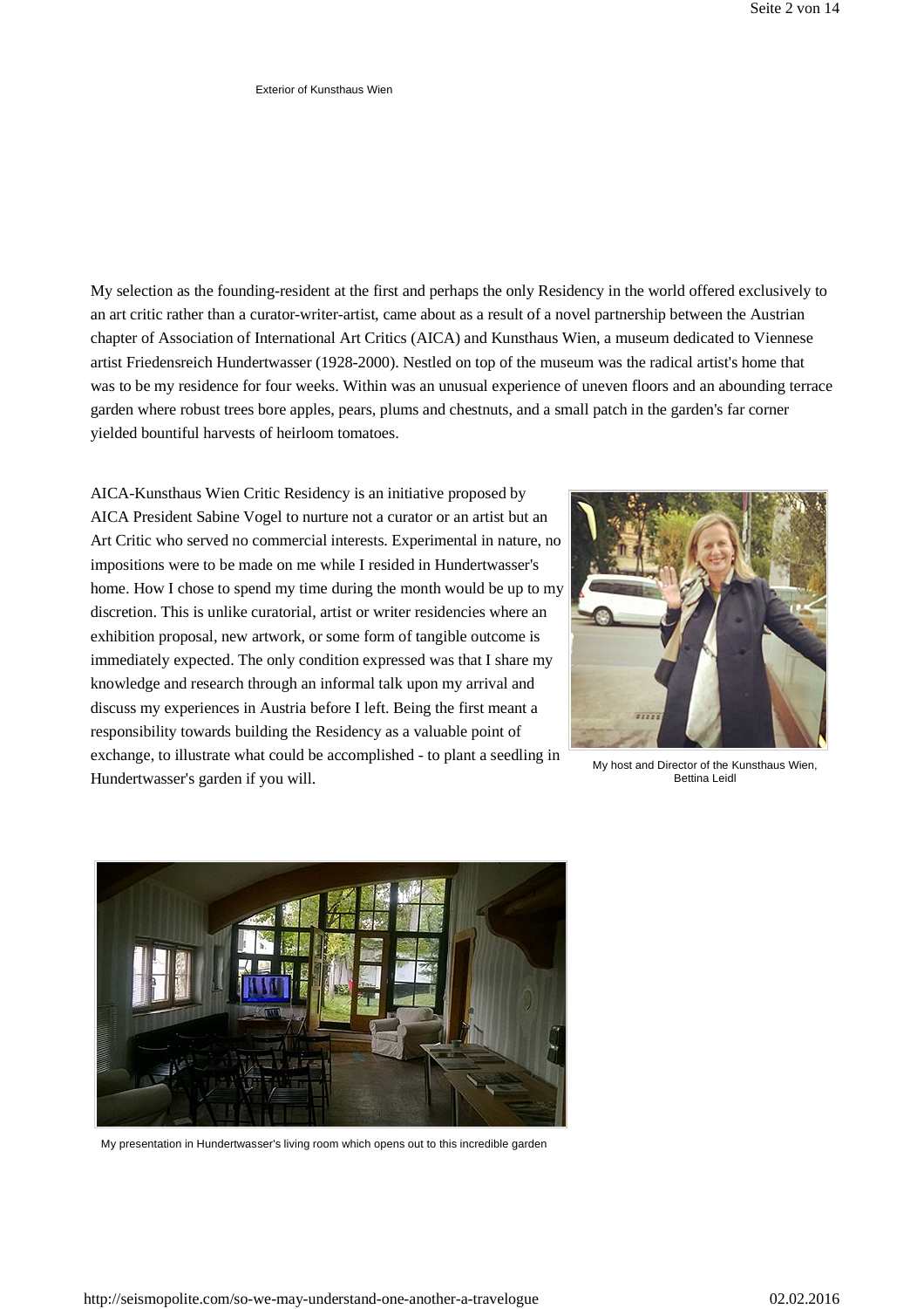Exterior of Kunsthaus Wien

My selection as the founding-resident at the first and perhaps the only Residency in the world offered exclusively to an art critic rather than a curator-writer-artist, came about as a result of a novel partnership between the Austrian chapter of Association of International Art Critics (AICA) and Kunsthaus Wien, a museum dedicated to Viennese artist Friedensreich Hundertwasser (1928-2000). Nestled on top of the museum was the radical artist's home that was to be my residence for four weeks. Within was an unusual experience of uneven floors and an abounding terrace garden where robust trees bore apples, pears, plums and chestnuts, and a small patch in the garden's far corner yielded bountiful harvests of heirloom tomatoes.

AICA-Kunsthaus Wien Critic Residency is an initiative proposed by AICA President Sabine Vogel to nurture not a curator or an artist but an Art Critic who served no commercial interests. Experimental in nature, no impositions were to be made on me while I resided in Hundertwasser's home. How I chose to spend my time during the month would be up to my discretion. This is unlike curatorial, artist or writer residencies where an exhibition proposal, new artwork, or some form of tangible outcome is immediately expected. The only condition expressed was that I share my knowledge and research through an informal talk upon my arrival and discuss my experiences in Austria before I left. Being the first meant a responsibility towards building the Residency as a valuable point of exchange, to illustrate what could be accomplished - to plant a seedling in Hundertwasser's garden if you will.

My host and Director of the Kunsthaus Wien, Bettina Leidl

My presentation in Hundertwasser's living room which opens out to this incredible garden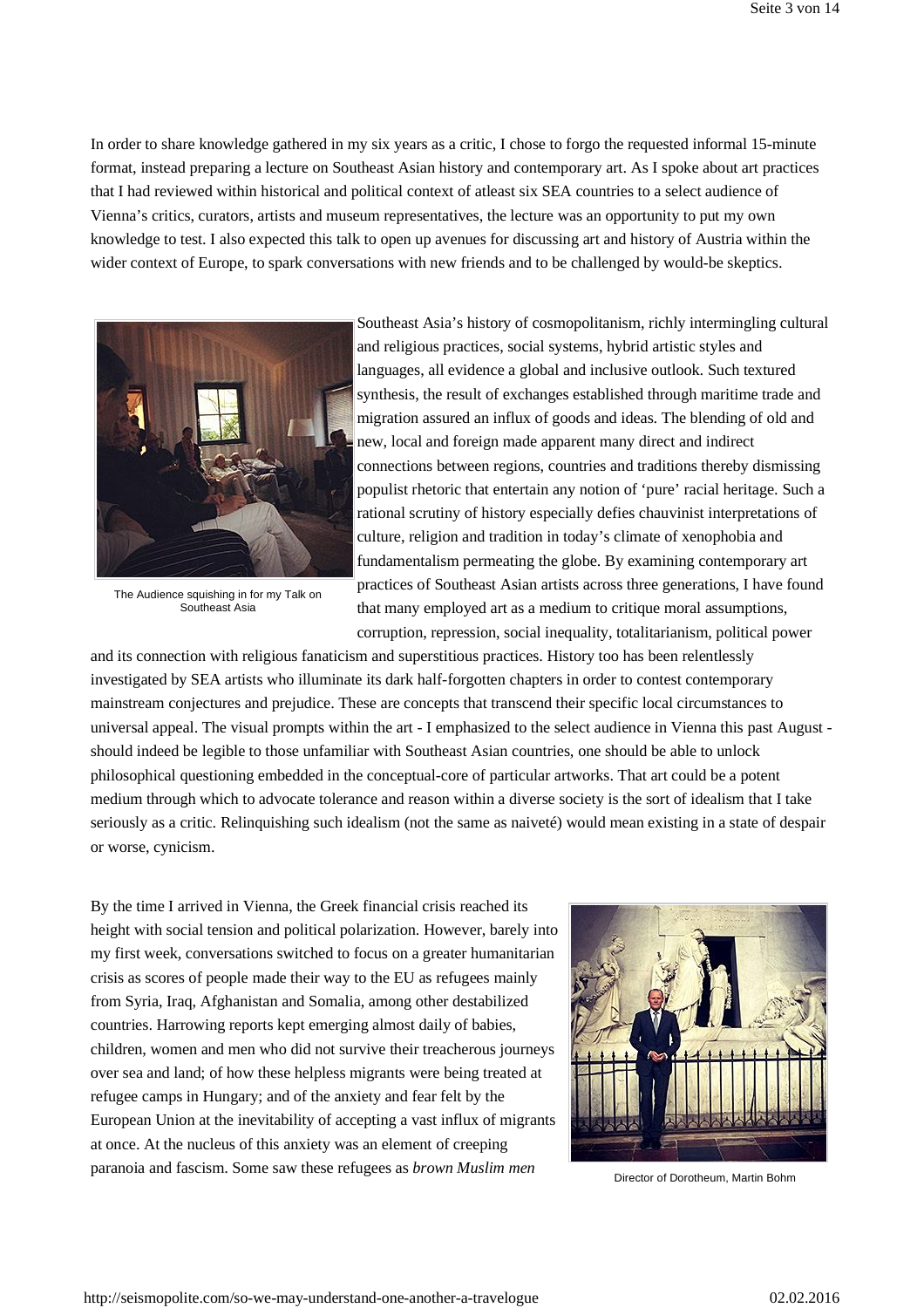In order to share knowledge gathered in my six years as a critic, I chose to forgo the requested informal 15-minute format, instead preparing a lecture on Southeast Asian history and contemporary art. As I spoke about art practices that I had reviewed within historical and political context of atleast six SEA countries to a select audience of Vienna's critics, curators, artists and museum representatives, the lecture was an opportunity to put my own knowledge to test. I also expected this talk to open up avenues for discussing art and history of Austria within the wider context of Europe, to spark conversations with new friends and to be challenged by would-be skeptics.

The Audience squishing in for my Talk on Southeast Asia

Southeast Asia's history of cosmopolitanism, richly intermingling cultural and religious practices, social systems, hybrid artistic styles and languages, all evidence a global and inclusive outlook. Such textured synthesis, the result of exchanges established through maritime trade and migration assured an influx of goods and ideas. The blending of old and new, local and foreign made apparent many direct and indirect connections between regions, countries and traditions thereby dismissing populist rhetoric that entertain any notion of 'pure' racial heritage. Such a rational scrutiny of history especially defies chauvinist interpretations of culture, religion and tradition in today's climate of xenophobia and fundamentalism permeating the globe. By examining contemporary art practices of Southeast Asian artists across three generations, I have found that many employed art as a medium to critique moral assumptions, corruption, repression, social inequality, totalitarianism, political power and its connection with religious fanaticism and superstitious practices. History too has been relentlessly investigated by SEA artists who illuminate its dark half-forgotten chapters in order to contest contemporary mainstream conjectures and prejudice. These are concepts that transcend their specific local circumstances to universal appeal. The visual prompts within the art - I emphasized to the select audience in Vienna this past August - should indeed be legible to those unfamiliar with Southeast Asian countries, one should be able to unlock philosophical questioning embedded in the conceptual-core of particular artworks. That art could be a potent medium through which to advocate tolerance and reason within a diverse society is the sort of idealism that I take seriously as a critic. Relinquishing such idealism (not the same as naiveté) would mean existing in a state of despair or worse, cynicism.

By the time I arrived in Vienna, the Greek financial crisis reached its height with social tension and political polarization. However, barely into my first week, conversations switched to focus on a greater humanitarian crisis as scores of people made their way to the EU as refugees mainly from Syria, Iraq, Afghanistan and Somalia, among other destabilized countries. Harrowing reports kept emerging almost daily of babies, children, women and men who did not survive their treacherous journeys over sea and land; of how these helpless migrants were being treated at refugee camps in Hungary; and of the anxiety and fear felt by the European Union at the inevitability of accepting a vast influx of migrants at once. At the nucleus of this anxiety was an element of creeping paranoia and fascism. Some saw these refugees as *brown Muslim men*

Director of Dorotheum, Martin Bohm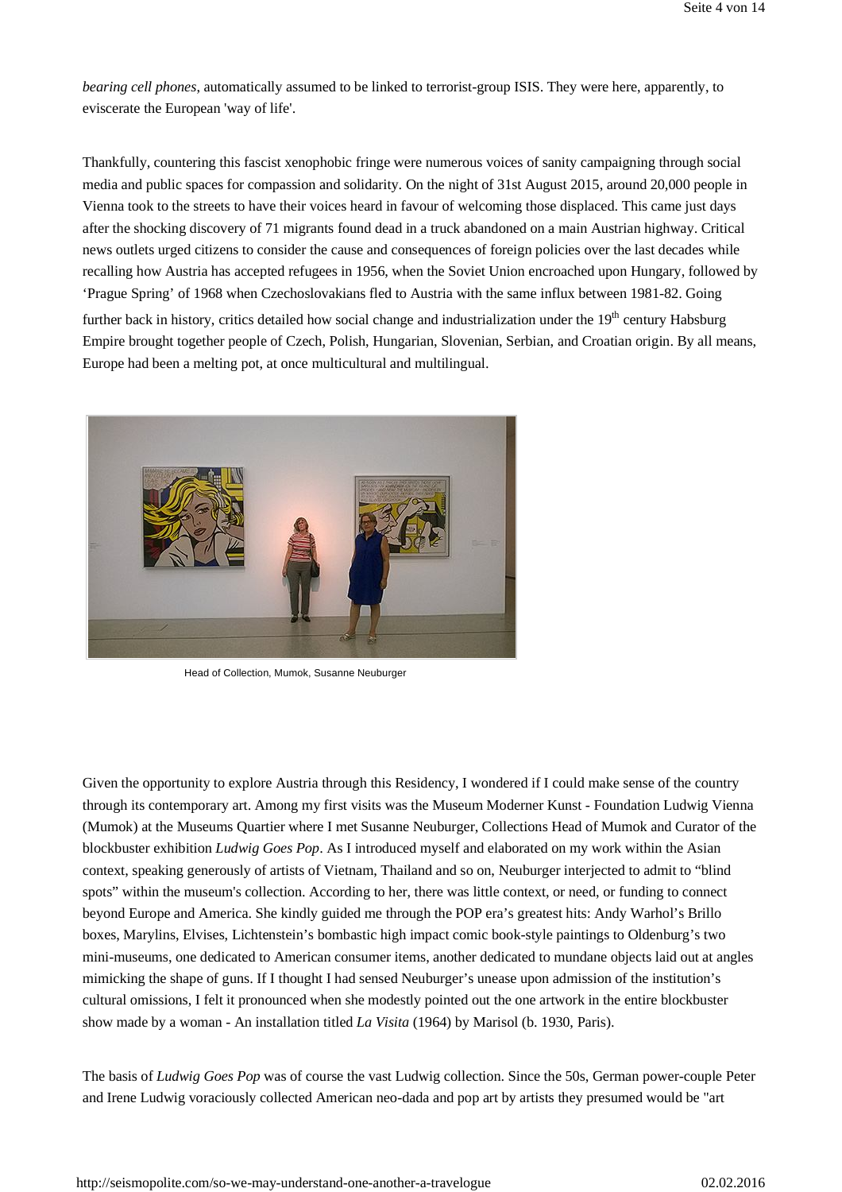*bearing cell phones*, automatically assumed to be linked to terrorist-group ISIS. They were here, apparently, to eviscerate the European 'way of life'.

Thankfully, countering this fascist xenophobic fringe were numerous voices of sanity campaigning through social media and public spaces for compassion and solidarity. On the night of 31st August 2015, around 20,000 people in Vienna took to the streets to have their voices heard in favour of welcoming those displaced. This came just days after the shocking discovery of 71 migrants found dead in a truck abandoned on a main Austrian highway. Critical news outlets urged citizens to consider the cause and consequences of foreign policies over the last decades while recalling how Austria has accepted refugees in 1956, when the Soviet Union encroached upon Hungary, followed by 'Prague Spring' of 1968 when Czechoslovakians fled to Austria with the same influx between 1981-82. Going further back in history, critics detailed how social change and industrialization under the 19th century Habsburg Empire brought together people of Czech, Polish, Hungarian, Slovenian, Serbian, and Croatian origin. By all means, Europe had been a melting pot, at once multicultural and multilingual.

Head of Collection, Mumok, Susanne Neuburger

Given the opportunity to explore Austria through this Residency, I wondered if I could make sense of the country through its contemporary art. Among my first visits was the Museum Moderner Kunst - Foundation Ludwig Vienna (Mumok) at the Museums Quartier where I met Susanne Neuburger, Collections Head of Mumok and Curator of the blockbuster exhibition *Ludwig Goes Pop*. As I introduced myself and elaborated on my work within the Asian context, speaking generously of artists of Vietnam, Thailand and so on, Neuburger interjected to admit to "blind spots" within the museum's collection. According to her, there was little context, or need, or funding to connect beyond Europe and America. She kindly guided me through the POP era's greatest hits: Andy Warhol's Brillo boxes, Marylins, Elvises, Lichtenstein's bombastic high impact comic book-style paintings to Oldenburg's two mini-museums, one dedicated to American consumer items, another dedicated to mundane objects laid out at angles mimicking the shape of guns. If I thought I had sensed Neuburger's unease upon admission of the institution's cultural omissions, I felt it pronounced when she modestly pointed out the one artwork in the entire blockbuster show made by a woman - An installation titled *La Visita* (1964) by Marisol (b. 1930, Paris).

The basis of *Ludwig Goes Pop* was of course the vast Ludwig collection. Since the 50s, German power-couple Peter and Irene Ludwig voraciously collected American neo-dada and pop art by artists they presumed would be "art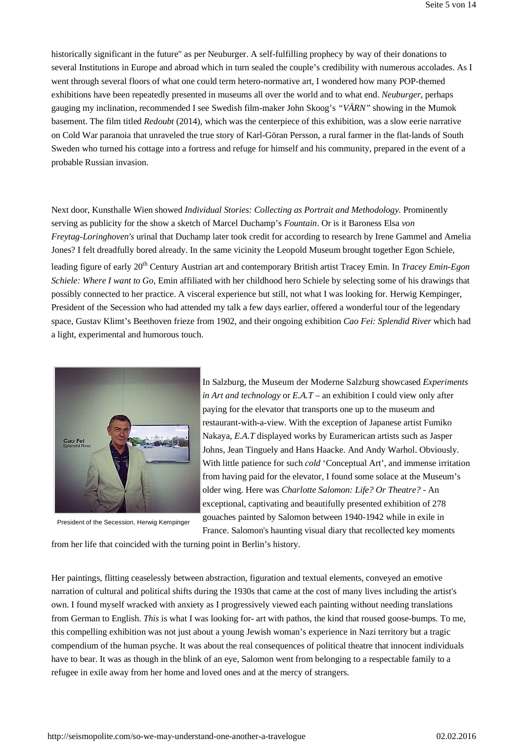historically significant in the future" as per Neuburger. A self-fulfilling prophecy by way of their donations to several Institutions in Europe and abroad which in turn sealed the couple's credibility with numerous accolades. As I went through several floors of what one could term hetero-normative art, I wondered how many POP-themed exhibitions have been repeatedly presented in museums all over the world and to what end. *Neuburger*, perhaps gauging my inclination, recommended I see Swedish film-maker John Skoog's *"VÄRN"* showing in the Mumok basement. The film titled *Redoubt* (2014), which was the centerpiece of this exhibition, was a slow eerie narrative on Cold War paranoia that unraveled the true story of Karl-Göran Persson, a rural farmer in the flat-lands of South Sweden who turned his cottage into a fortress and refuge for himself and his community, prepared in the event of a probable Russian invasion.

Next door, Kunsthalle Wien showed *Individual Stories: Collecting as Portrait and Methodology.* Prominently serving as publicity for the show a sketch of Marcel Duchamp's *Fountain*. Or is it Baroness Elsa *von Freytag-Loringhoven's* urinal that Duchamp later took credit for according to research by Irene Gammel and Amelia Jones? I felt dreadfully bored already. In the same vicinity the Leopold Museum brought together Egon Schiele, leading figure of early 20th Century Austrian art and contemporary British artist Tracey Emin. In *Tracey Emin-Egon Schiele: Where I want to Go*, Emin affiliated with her childhood hero Schiele by selecting some of his drawings that possibly connected to her practice. A visceral experience but still, not what I was looking for. Herwig Kempinger, President of the Secession who had attended my talk a few days earlier, offered a wonderful tour of the legendary space, Gustav Klimt's Beethoven frieze from 1902, and their ongoing exhibition *Cao Fei: Splendid River* which had a light, experimental and humorous touch.

President of the Secession, Herwig Kempinger

In Salzburg, the Museum der Moderne Salzburg showcased *Experiments in Art and technology* or *E.A.T* – an exhibition I could view only after paying for the elevator that transports one up to the museum and restaurant-with-a-view. With the exception of Japanese artist Fumiko Nakaya, *E.A.T* displayed works by Euramerican artists such as Jasper Johns, Jean Tinguely and Hans Haacke. And Andy Warhol. Obviously. With little patience for such *cold* 'Conceptual Art', and immense irritation from having paid for the elevator, I found some solace at the Museum's older wing. Here was *Charlotte Salomon: Life? Or Theatre?* - An exceptional, captivating and beautifully presented exhibition of 278 gouaches painted by Salomon between 1940-1942 while in exile in France. Salomon's haunting visual diary that recollected key moments from her life that coincided with the turning point in Berlin's history.

Her paintings, flitting ceaselessly between abstraction, figuration and textual elements, conveyed an emotive narration of cultural and political shifts during the 1930s that came at the cost of many lives including the artist's own. I found myself wracked with anxiety as I progressively viewed each painting without needing translations from German to English. *This* is what I was looking for- art with pathos, the kind that roused goose-bumps. To me, this compelling exhibition was not just about a young Jewish woman's experience in Nazi territory but a tragic compendium of the human psyche. It was about the real consequences of political theatre that innocent individuals have to bear. It was as though in the blink of an eye, Salomon went from belonging to a respectable family to a refugee in exile away from her home and loved ones and at the mercy of strangers.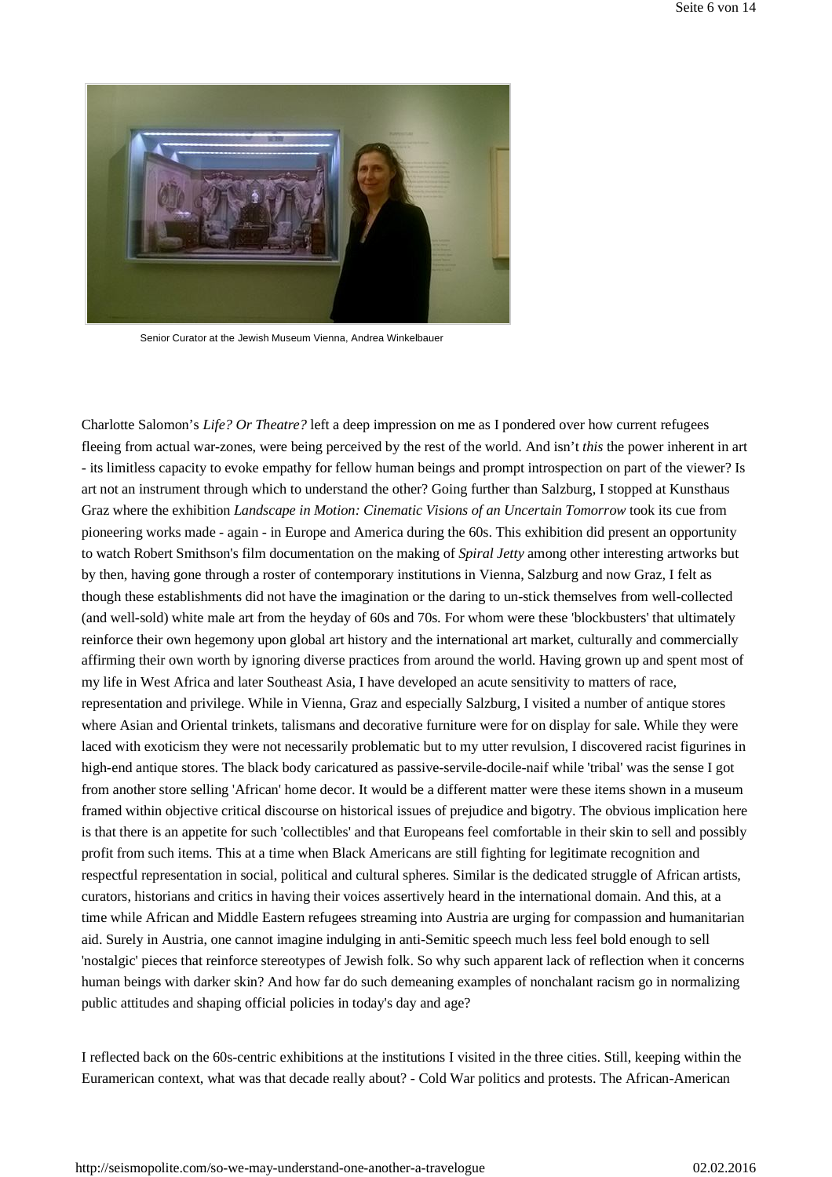Senior Curator at the Jewish Museum Vienna, Andrea Winkelbauer

Charlotte Salomon's *Life? Or Theatre?* left a deep impression on me as I pondered over how current refugees fleeing from actual war-zones, were being perceived by the rest of the world. And isn't *this* the power inherent in art - its limitless capacity to evoke empathy for fellow human beings and prompt introspection on part of the viewer? Is art not an instrument through which to understand the other? Going further than Salzburg, I stopped at Kunsthaus Graz where the exhibition *Landscape in Motion: Cinematic Visions of an Uncertain Tomorrow* took its cue from pioneering works made - again - in Europe and America during the 60s. This exhibition did present an opportunity to watch Robert Smithson's film documentation on the making of *Spiral Jetty* among other interesting artworks but by then, having gone through a roster of contemporary institutions in Vienna, Salzburg and now Graz, I felt as though these establishments did not have the imagination or the daring to un-stick themselves from well-collected (and well-sold) white male art from the heyday of 60s and 70s. For whom were these 'blockbusters' that ultimately reinforce their own hegemony upon global art history and the international art market, culturally and commercially affirming their own worth by ignoring diverse practices from around the world. Having grown up and spent most of my life in West Africa and later Southeast Asia, I have developed an acute sensitivity to matters of race, representation and privilege. While in Vienna, Graz and especially Salzburg, I visited a number of antique stores where Asian and Oriental trinkets, talismans and decorative furniture were for on display for sale. While they were laced with exoticism they were not necessarily problematic but to my utter revulsion, I discovered racist figurines in high-end antique stores. The black body caricatured as passive-servile-docile-naif while 'tribal' was the sense I got from another store selling 'African' home decor. It would be a different matter were these items shown in a museum framed within objective critical discourse on historical issues of prejudice and bigotry. The obvious implication here is that there is an appetite for such 'collectibles' and that Europeans feel comfortable in their skin to sell and possibly profit from such items. This at a time when Black Americans are still fighting for legitimate recognition and respectful representation in social, political and cultural spheres. Similar is the dedicated struggle of African artists, curators, historians and critics in having their voices assertively heard in the international domain. And this, at a time while African and Middle Eastern refugees streaming into Austria are urging for compassion and humanitarian aid. Surely in Austria, one cannot imagine indulging in anti-Semitic speech much less feel bold enough to sell 'nostalgic' pieces that reinforce stereotypes of Jewish folk. So why such apparent lack of reflection when it concerns human beings with darker skin? And how far do such demeaning examples of nonchalant racism go in normalizing public attitudes and shaping official policies in today's day and age?

I reflected back on the 60s-centric exhibitions at the institutions I visited in the three cities. Still, keeping within the Euramerican context, what was that decade really about? - Cold War politics and protests. The African-American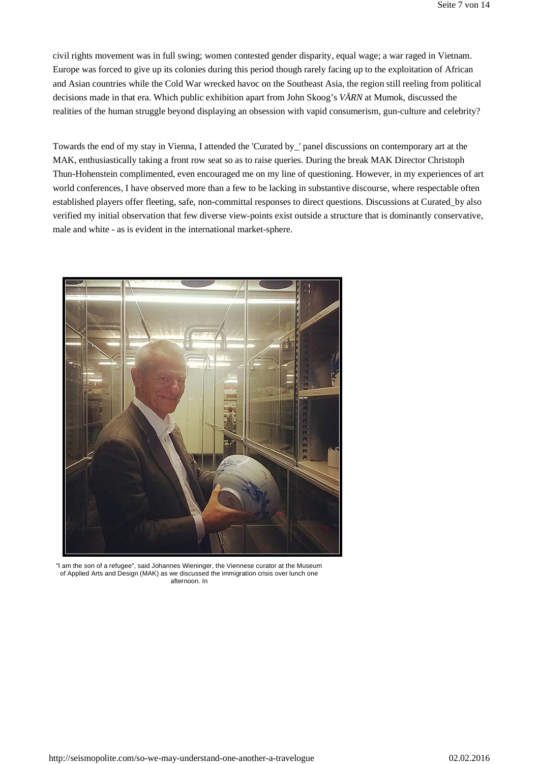civil rights movement was in full swing; women contested gender disparity, equal wage; a war raged in Vietnam. Europe was forced to give up its colonies during this period though rarely facing up to the exploitation of African and Asian countries while the Cold War wrecked havoc on the Southeast Asia, the region still reeling from political decisions made in that era. Which public exhibition apart from John Skoog's *VÄRN* at Mumok, discussed the realities of the human struggle beyond displaying an obsession with vapid consumerism, gun-culture and celebrity?

Towards the end of my stay in Vienna, I attended the 'Curated by_' panel discussions on contemporary art at the MAK, enthusiastically taking a front row seat so as to raise queries. During the break MAK Director Christoph Thun-Hohenstein complimented, even encouraged me on my line of questioning. However, in my experiences of art world conferences, I have observed more than a few to be lacking in substantive discourse, where respectable often established players offer fleeting, safe, non-committal responses to direct questions. Discussions at Curated_by also verified my initial observation that few diverse view-points exist outside a structure that is dominantly conservative, male and white - as is evident in the international market-sphere.

"I am the son of a refugee", said Johannes Wieninger, the Viennese curator at the Museum of Applied Arts and Design (MAK) as we discussed the immigration crisis over lunch one afternoon. In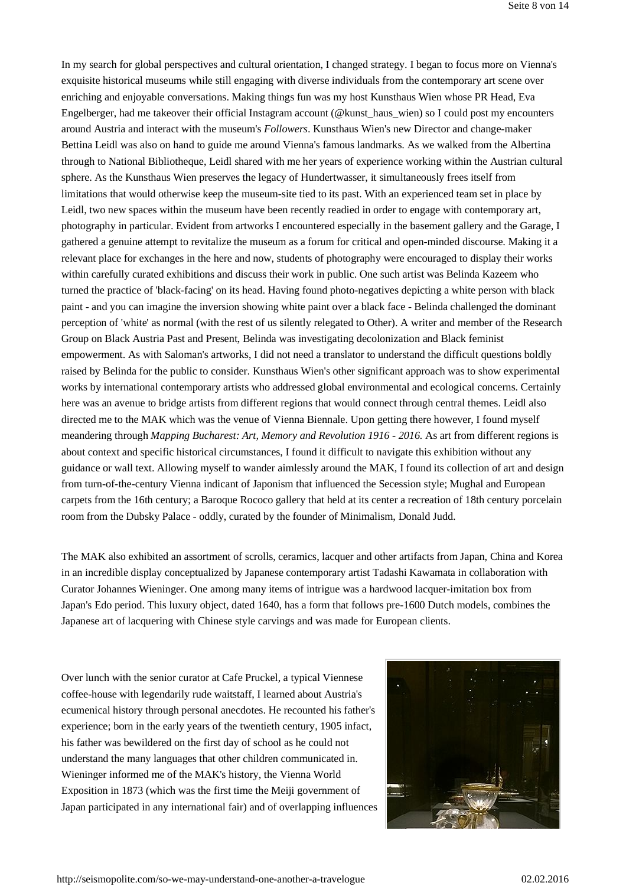In my search for global perspectives and cultural orientation, I changed strategy. I began to focus more on Vienna's exquisite historical museums while still engaging with diverse individuals from the contemporary art scene over enriching and enjoyable conversations. Making things fun was my host Kunsthaus Wien whose PR Head, Eva Engelberger, had me takeover their official Instagram account (@kunst_haus_wien) so I could post my encounters around Austria and interact with the museum's *Followers*. Kunsthaus Wien's new Director and change-maker Bettina Leidl was also on hand to guide me around Vienna's famous landmarks. As we walked from the Albertina through to National Bibliotheque, Leidl shared with me her years of experience working within the Austrian cultural sphere. As the Kunsthaus Wien preserves the legacy of Hundertwasser, it simultaneously frees itself from limitations that would otherwise keep the museum-site tied to its past. With an experienced team set in place by Leidl, two new spaces within the museum have been recently readied in order to engage with contemporary art, photography in particular. Evident from artworks I encountered especially in the basement gallery and the Garage, I gathered a genuine attempt to revitalize the museum as a forum for critical and open-minded discourse. Making it a relevant place for exchanges in the here and now, students of photography were encouraged to display their works within carefully curated exhibitions and discuss their work in public. One such artist was Belinda Kazeem who turned the practice of 'black-facing' on its head. Having found photo-negatives depicting a white person with black paint - and you can imagine the inversion showing white paint over a black face - Belinda challenged the dominant perception of 'white' as normal (with the rest of us silently relegated to Other). A writer and member of the Research Group on Black Austria Past and Present, Belinda was investigating decolonization and Black feminist empowerment. As with Saloman's artworks, I did not need a translator to understand the difficult questions boldly raised by Belinda for the public to consider. Kunsthaus Wien's other significant approach was to show experimental works by international contemporary artists who addressed global environmental and ecological concerns. Certainly here was an avenue to bridge artists from different regions that would connect through central themes. Leidl also directed me to the MAK which was the venue of Vienna Biennale. Upon getting there however, I found myself meandering through *Mapping Bucharest: Art, Memory and Revolution 1916 - 2016.* As art from different regions is about context and specific historical circumstances, I found it difficult to navigate this exhibition without any guidance or wall text. Allowing myself to wander aimlessly around the MAK, I found its collection of art and design from turn-of-the-century Vienna indicant of Japonism that influenced the Secession style; Mughal and European carpets from the 16th century; a Baroque Rococo gallery that held at its center a recreation of 18th century porcelain room from the Dubsky Palace - oddly, curated by the founder of Minimalism, Donald Judd.

The MAK also exhibited an assortment of scrolls, ceramics, lacquer and other artifacts from Japan, China and Korea in an incredible display conceptualized by Japanese contemporary artist Tadashi Kawamata in collaboration with Curator Johannes Wieninger. One among many items of intrigue was a hardwood lacquer-imitation box from Japan's Edo period. This luxury object, dated 1640, has a form that follows pre-1600 Dutch models, combines the Japanese art of lacquering with Chinese style carvings and was made for European clients.

Over lunch with the senior curator at Cafe Pruckel, a typical Viennese coffee-house with legendarily rude waitstaff, I learned about Austria's ecumenical history through personal anecdotes. He recounted his father's experience; born in the early years of the twentieth century, 1905 infact, his father was bewildered on the first day of school as he could not understand the many languages that other children communicated in. Wieninger informed me of the MAK's history, the Vienna World Exposition in 1873 (which was the first time the Meiji government of Japan participated in any international fair) and of overlapping influences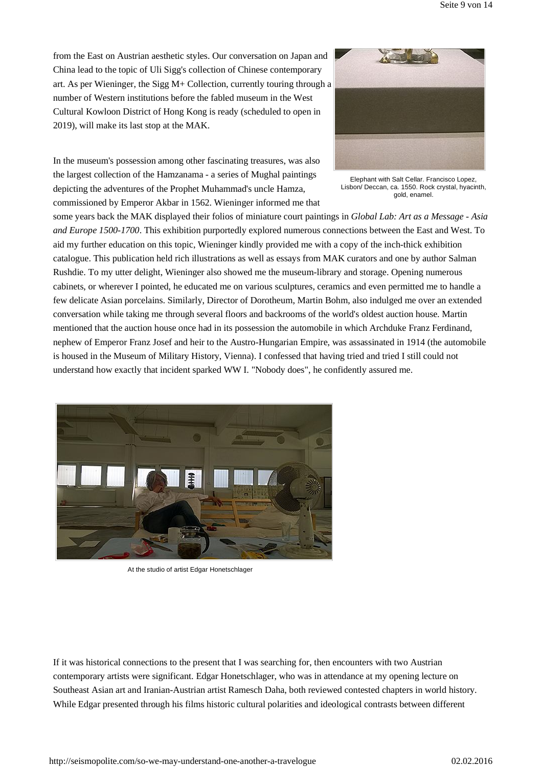from the East on Austrian aesthetic styles. Our conversation on Japan and China lead to the topic of Uli Sigg's collection of Chinese contemporary art. As per Wieninger, the Sigg M+ Collection, currently touring through a number of Western institutions before the fabled museum in the West Cultural Kowloon District of Hong Kong is ready (scheduled to open in 2019), will make its last stop at the MAK.

Elephant with Salt Cellar. Francisco Lopez, Lisbon/ Deccan, ca. 1550. Rock crystal, hyacinth, gold, enamel.

In the museum's possession among other fascinating treasures, was also the largest collection of the Hamzanama - a series of Mughal paintings depicting the adventures of the Prophet Muhammad's uncle Hamza, commissioned by Emperor Akbar in 1562. Wieninger informed me that some years back the MAK displayed their folios of miniature court paintings in *Global Lab: Art as a Message - Asia and Europe 1500-1700*. This exhibition purportedly explored numerous connections between the East and West. To aid my further education on this topic, Wieninger kindly provided me with a copy of the inch-thick exhibition catalogue. This publication held rich illustrations as well as essays from MAK curators and one by author Salman Rushdie. To my utter delight, Wieninger also showed me the museum-library and storage. Opening numerous cabinets, or wherever I pointed, he educated me on various sculptures, ceramics and even permitted me to handle a few delicate Asian porcelains. Similarly, Director of Dorotheum, Martin Bohm, also indulged me over an extended conversation while taking me through several floors and backrooms of the world's oldest auction house. Martin mentioned that the auction house once had in its possession the automobile in which Archduke Franz Ferdinand, nephew of Emperor Franz Josef and heir to the Austro-Hungarian Empire, was assassinated in 1914 (the automobile is housed in the Museum of Military History, Vienna). I confessed that having tried and tried I still could not understand how exactly that incident sparked WW I. "Nobody does", he confidently assured me.

At the studio of artist Edgar Honetschlager

If it was historical connections to the present that I was searching for, then encounters with two Austrian contemporary artists were significant. Edgar Honetschlager, who was in attendance at my opening lecture on Southeast Asian art and Iranian-Austrian artist Ramesch Daha, both reviewed contested chapters in world history. While Edgar presented through his films historic cultural polarities and ideological contrasts between different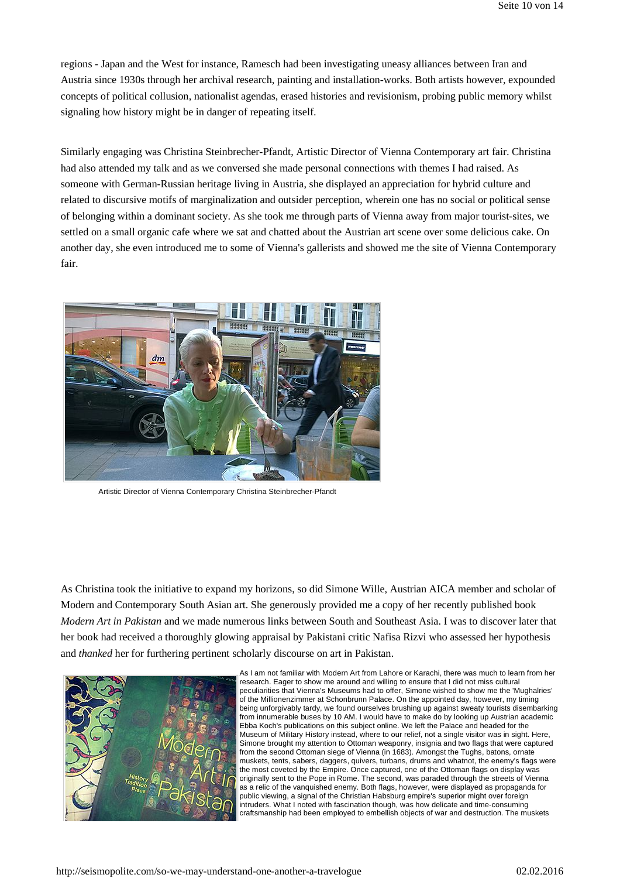regions - Japan and the West for instance, Ramesch had been investigating uneasy alliances between Iran and Austria since 1930s through her archival research, painting and installation-works. Both artists however, expounded concepts of political collusion, nationalist agendas, erased histories and revisionism, probing public memory whilst signaling how history might be in danger of repeating itself.

Similarly engaging was Christina Steinbrecher-Pfandt, Artistic Director of Vienna Contemporary art fair. Christina had also attended my talk and as we conversed she made personal connections with themes I had raised. As someone with German-Russian heritage living in Austria, she displayed an appreciation for hybrid culture and related to discursive motifs of marginalization and outsider perception, wherein one has no social or political sense of belonging within a dominant society. As she took me through parts of Vienna away from major tourist-sites, we settled on a small organic cafe where we sat and chatted about the Austrian art scene over some delicious cake. On another day, she even introduced me to some of Vienna's gallerists and showed me the site of Vienna Contemporary fair.

Artistic Director of Vienna Contemporary Christina Steinbrecher-Pfandt

As Christina took the initiative to expand my horizons, so did Simone Wille, Austrian AICA member and scholar of Modern and Contemporary South Asian art. She generously provided me a copy of her recently published book *Modern Art in Pakistan* and we made numerous links between South and Southeast Asia. I was to discover later that her book had received a thoroughly glowing appraisal by Pakistani critic Nafisa Rizvi who assessed her hypothesis and *thanked* her for furthering pertinent scholarly discourse on art in Pakistan.

As I am not familiar with Modern Art from Lahore or Karachi, there was much to learn from her research. Eager to show me around and willing to ensure that I did not miss cultural peculiarities that Vienna's Museums had to offer, Simone wished to show me the 'Mughalries' of the Millionenzimmer at Schonbrunn Palace. On the appointed day, however, my timing being unforgivably tardy, we found ourselves brushing up against sweaty tourists disembarking from innumerable buses by 10 AM. I would have to make do by looking up Austrian academic Ebba Koch's publications on this subject online. We left the Palace and headed for the Museum of Military History instead, where to our relief, not a single visitor was in sight. Here, Simone brought my attention to Ottoman weaponry, insignia and two flags that were captured from the second Ottoman siege of Vienna (in 1683). Amongst the Tughs, batons, ornate muskets, tents, sabers, daggers, quivers, turbans, drums and whatnot, the enemy's flags were the most coveted by the Empire. Once captured, one of the Ottoman flags on display was originally sent to the Pope in Rome. The second, was paraded through the streets of Vienna as a relic of the vanquished enemy. Both flags, however, were displayed as propaganda for public viewing, a signal of the Christian Habsburg empire's superior might over foreign intruders. What I noted with fascination though, was how delicate and time-consuming craftsmanship had been employed to embellish objects of war and destruction. The muskets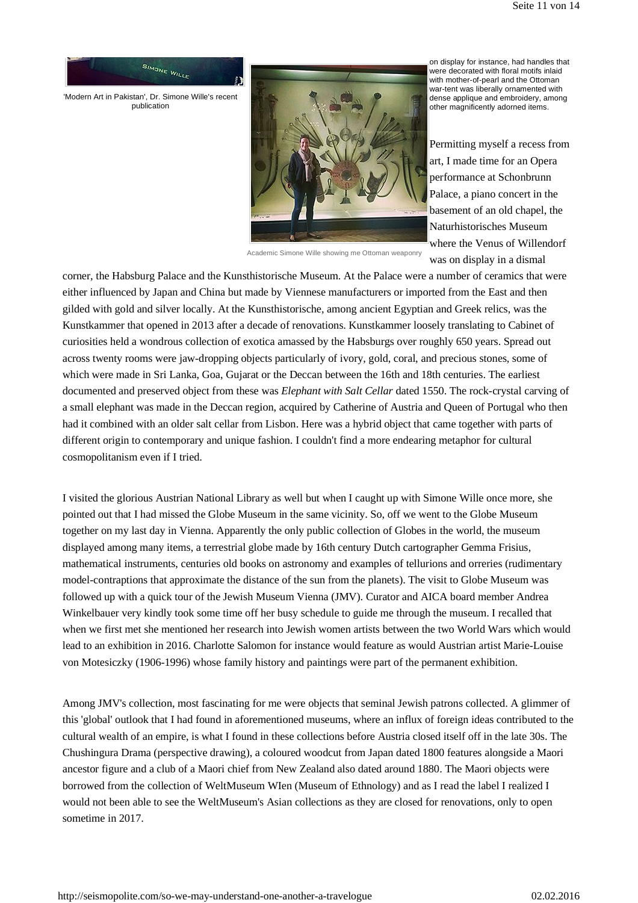'Modern Art in Pakistan', Dr. Simone Wille's recent publication

Academic Simone Wille showing me Ottoman weaponry

on display for instance, had handles that were decorated with floral motifs inlaid with mother-of-pearl and the Ottoman war-tent was liberally ornamented with dense applique and embroidery, among other magnificently adorned items.

Permitting myself a recess from art, I made time for an Opera performance at Schonbrunn Palace, a piano concert in the basement of an old chapel, the Naturhistorisches Museum where the Venus of Willendorf was on display in a dismal corner, the Habsburg Palace and the Kunsthistorische Museum. At the Palace were a number of ceramics that were either influenced by Japan and China but made by Viennese manufacturers or imported from the East and then gilded with gold and silver locally. At the Kunsthistorische, among ancient Egyptian and Greek relics, was the Kunstkammer that opened in 2013 after a decade of renovations. Kunstkammer loosely translating to Cabinet of curiosities held a wondrous collection of exotica amassed by the Habsburgs over roughly 650 years. Spread out across twenty rooms were jaw-dropping objects particularly of ivory, gold, coral, and precious stones, some of which were made in Sri Lanka, Goa, Gujarat or the Deccan between the 16th and 18th centuries. The earliest documented and preserved object from these was *Elephant with Salt Cellar* dated 1550. The rock-crystal carving of a small elephant was made in the Deccan region, acquired by Catherine of Austria and Queen of Portugal who then had it combined with an older salt cellar from Lisbon. Here was a hybrid object that came together with parts of different origin to contemporary and unique fashion. I couldn't find a more endearing metaphor for cultural cosmopolitanism even if I tried.

I visited the glorious Austrian National Library as well but when I caught up with Simone Wille once more, she pointed out that I had missed the Globe Museum in the same vicinity. So, off we went to the Globe Museum together on my last day in Vienna. Apparently the only public collection of Globes in the world, the museum displayed among many items, a terrestrial globe made by 16th century Dutch cartographer Gemma Frisius, mathematical instruments, centuries old books on astronomy and examples of tellurions and orreries (rudimentary model-contraptions that approximate the distance of the sun from the planets). The visit to Globe Museum was followed up with a quick tour of the Jewish Museum Vienna (JMV). Curator and AICA board member Andrea Winkelbauer very kindly took some time off her busy schedule to guide me through the museum. I recalled that when we first met she mentioned her research into Jewish women artists between the two World Wars which would lead to an exhibition in 2016. Charlotte Salomon for instance would feature as would Austrian artist Marie-Louise von Motesiczky (1906-1996) whose family history and paintings were part of the permanent exhibition.

Among JMV's collection, most fascinating for me were objects that seminal Jewish patrons collected. A glimmer of this 'global' outlook that I had found in aforementioned museums, where an influx of foreign ideas contributed to the cultural wealth of an empire, is what I found in these collections before Austria closed itself off in the late 30s. The Chushingura Drama (perspective drawing), a coloured woodcut from Japan dated 1800 features alongside a Maori ancestor figure and a club of a Maori chief from New Zealand also dated around 1880. The Maori objects were borrowed from the collection of WeltMuseum WIen (Museum of Ethnology) and as I read the label I realized I would not been able to see the WeltMuseum's Asian collections as they are closed for renovations, only to open sometime in 2017.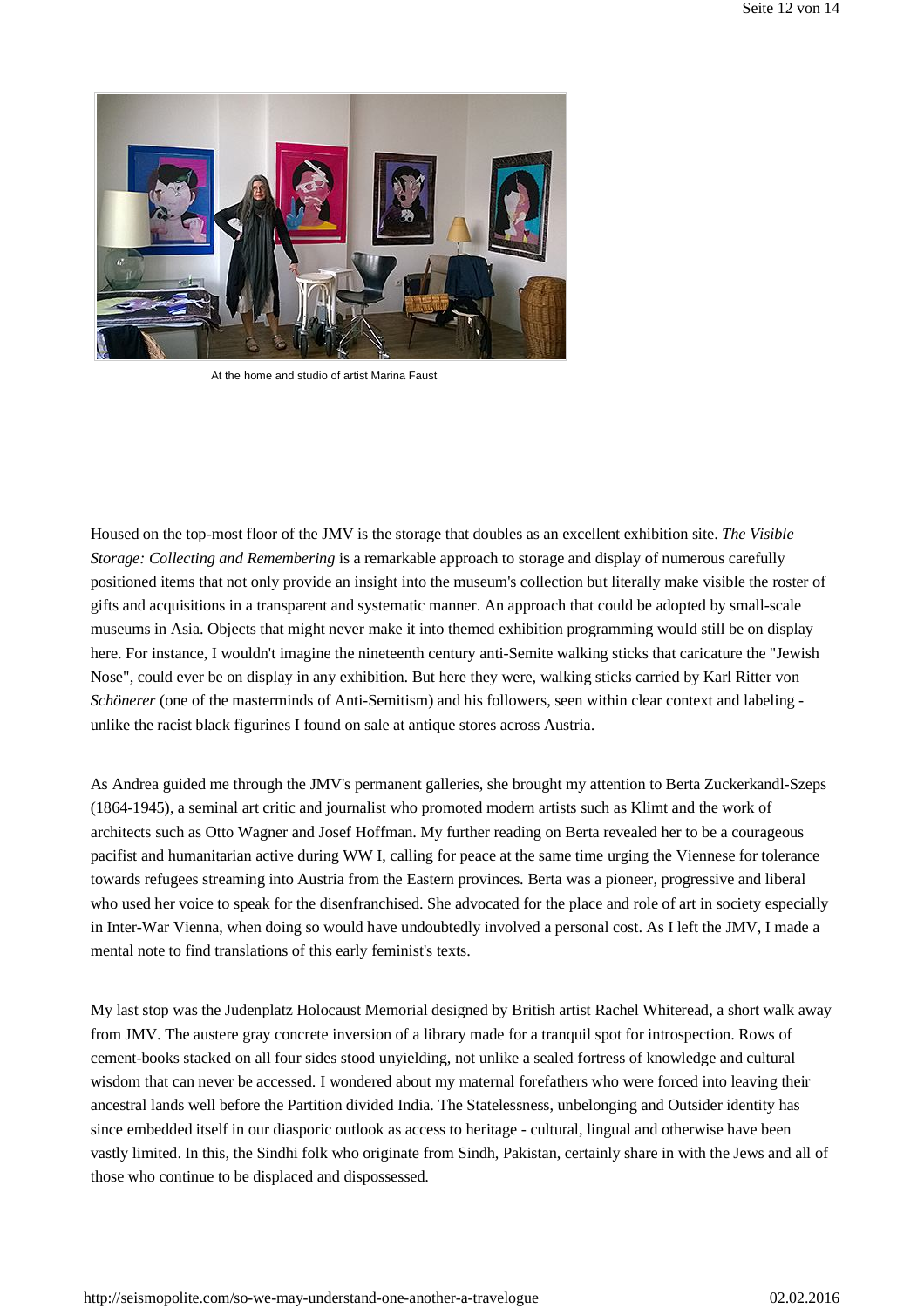At the home and studio of artist Marina Faust

Housed on the top-most floor of the JMV is the storage that doubles as an excellent exhibition site. *The Visible Storage: Collecting and Remembering* is a remarkable approach to storage and display of numerous carefully positioned items that not only provide an insight into the museum's collection but literally make visible the roster of gifts and acquisitions in a transparent and systematic manner. An approach that could be adopted by small-scale museums in Asia. Objects that might never make it into themed exhibition programming would still be on display here. For instance, I wouldn't imagine the nineteenth century anti-Semite walking sticks that caricature the "Jewish Nose", could ever be on display in any exhibition. But here they were, walking sticks carried by Karl Ritter von *Schönerer* (one of the masterminds of Anti-Semitism) and his followers, seen within clear context and labeling - unlike the racist black figurines I found on sale at antique stores across Austria.

As Andrea guided me through the JMV's permanent galleries, she brought my attention to Berta Zuckerkandl-Szeps (1864-1945), a seminal art critic and journalist who promoted modern artists such as Klimt and the work of architects such as Otto Wagner and Josef Hoffman. My further reading on Berta revealed her to be a courageous pacifist and humanitarian active during WW I, calling for peace at the same time urging the Viennese for tolerance towards refugees streaming into Austria from the Eastern provinces. Berta was a pioneer, progressive and liberal who used her voice to speak for the disenfranchised. She advocated for the place and role of art in society especially in Inter-War Vienna, when doing so would have undoubtedly involved a personal cost. As I left the JMV, I made a mental note to find translations of this early feminist's texts.

My last stop was the Judenplatz Holocaust Memorial designed by British artist Rachel Whiteread, a short walk away from JMV. The austere gray concrete inversion of a library made for a tranquil spot for introspection. Rows of cement-books stacked on all four sides stood unyielding, not unlike a sealed fortress of knowledge and cultural wisdom that can never be accessed. I wondered about my maternal forefathers who were forced into leaving their ancestral lands well before the Partition divided India. The Statelessness, unbelonging and Outsider identity has since embedded itself in our diasporic outlook as access to heritage - cultural, lingual and otherwise have been vastly limited. In this, the Sindhi folk who originate from Sindh, Pakistan, certainly share in with the Jews and all of those who continue to be displaced and dispossessed.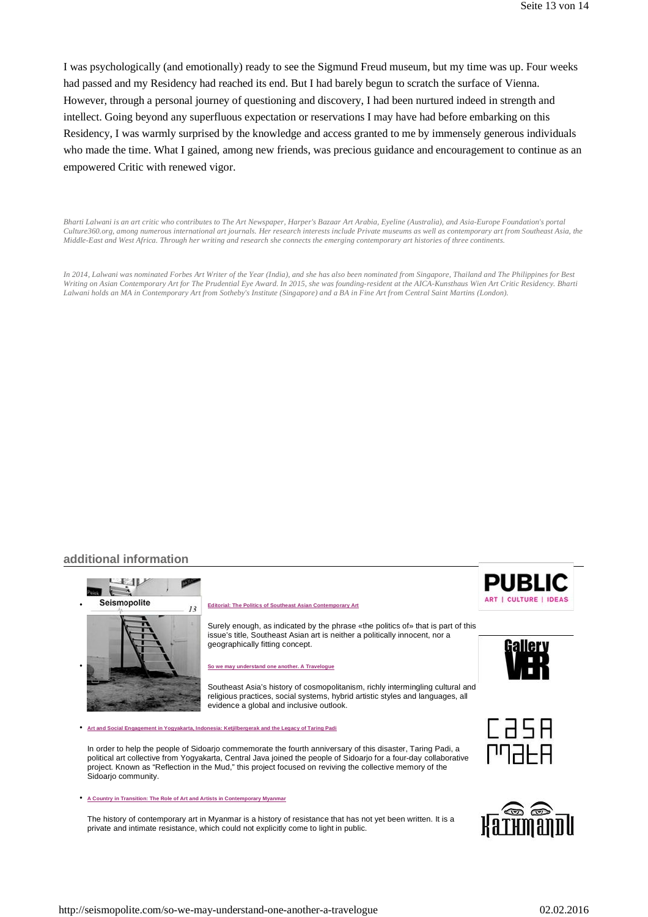I was psychologically (and emotionally) ready to see the Sigmund Freud museum, but my time was up. Four weeks had passed and my Residency had reached its end. But I had barely begun to scratch the surface of Vienna. However, through a personal journey of questioning and discovery, I had been nurtured indeed in strength and intellect. Going beyond any superfluous expectation or reservations I may have had before embarking on this Residency, I was warmly surprised by the knowledge and access granted to me by immensely generous individuals who made the time. What I gained, among new friends, was precious guidance and encouragement to continue as an empowered Critic with renewed vigor.

*Bharti Lalwani is an art critic who contributes to The Art Newspaper, Harper's Bazaar Art Arabia, Eyeline (Australia), and Asia-Europe Foundation's portal Culture360.org, among numerous international art journals. Her research interests include Private museums as well as contemporary art from Southeast Asia, the Middle-East and West Africa. Through her writing and research she connects the emerging contemporary art histories of three continents.*

*In 2014, Lalwani was nominated Forbes Art Writer of the Year (India), and she has also been nominated from Singapore, Thailand and The Philippines for Best Writing on Asian Contemporary Art for The Prudential Eye Award. In 2015, she was founding-resident at the AICA-Kunsthaus Wien Art Critic Residency. Bharti Lalwani holds an MA in Contemporary Art from Sotheby's Institute (Singapore) and a BA in Fine Art from Central Saint Martins (London).*

## additional information

- **Editorial: The Politics of Southeast Asian Contemporary Art**

  Surely enough, as indicated by the phrase «the politics of» that is part of this issue's title, Southeast Asian art is neither a politically innocent, nor a geographically fitting concept.

- **So we may understand one another. A Travelogue**

  Southeast Asia's history of cosmopolitanism, richly intermingling cultural and religious practices, social systems, hybrid artistic styles and languages, all evidence a global and inclusive outlook.

- **Art and Social Engagement in Yogyakarta, Indonesia: Ketjilbergerak and the Legacy of Taring Padi**

  In order to help the people of Sidoarjo commemorate the fourth anniversary of this disaster, Taring Padi, a political art collective from Yogyakarta, Central Java joined the people of Sidoarjo for a four-day collaborative project. Known as "Reflection in the Mud," this project focused on reviving the collective memory of the Sidoarjo community.

- **A Country in Transition: The Role of Art and Artists in Contemporary Myanmar**

  The history of contemporary art in Myanmar is a history of resistance that has not yet been written. It is a private and intimate resistance, which could not explicitly come to light in public.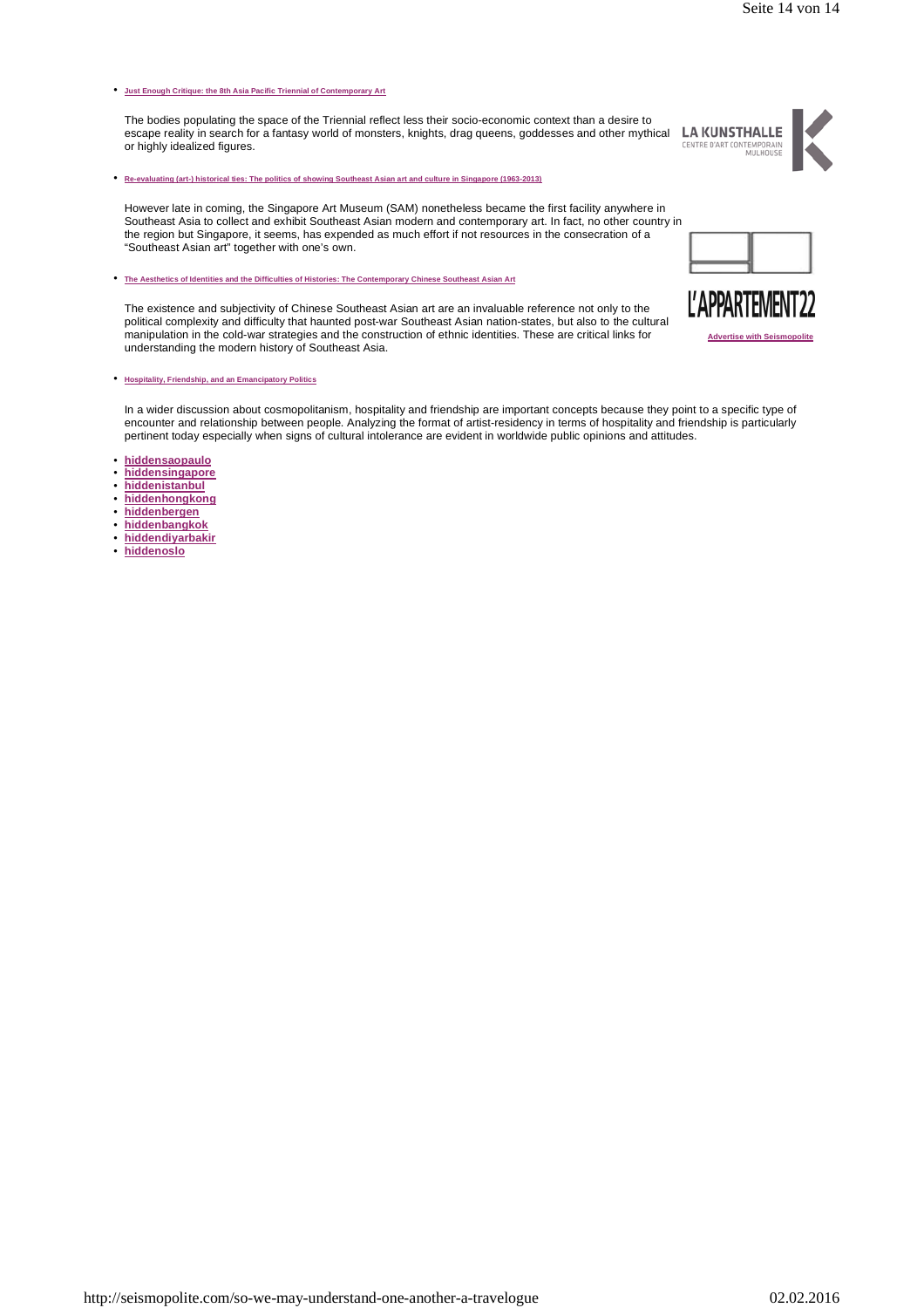- **Just Enough Critique: the 8th Asia Pacific Triennial of Contemporary Art**

  The bodies populating the space of the Triennial reflect less their socio-economic context than a desire to escape reality in search for a fantasy world of monsters, knights, drag queens, goddesses and other mythical or highly idealized figures.

- **Re-evaluating (art-) historical ties: The politics of showing Southeast Asian art and culture in Singapore (1963-2013)**

  However late in coming, the Singapore Art Museum (SAM) nonetheless became the first facility anywhere in Southeast Asia to collect and exhibit Southeast Asian modern and contemporary art. In fact, no other country in the region but Singapore, it seems, has expended as much effort if not resources in the consecration of a "Southeast Asian art" together with one's own.

- **The Aesthetics of Identities and the Difficulties of Histories: The Contemporary Chinese Southeast Asian Art**

  The existence and subjectivity of Chinese Southeast Asian art are an invaluable reference not only to the political complexity and difficulty that haunted post-war Southeast Asian nation-states, but also to the cultural manipulation in the cold-war strategies and the construction of ethnic identities. These are critical links for understanding the modern history of Southeast Asia.

- **Hospitality, Friendship, and an Emancipatory Politics**

  In a wider discussion about cosmopolitanism, hospitality and friendship are important concepts because they point to a specific type of encounter and relationship between people. Analyzing the format of artist-residency in terms of hospitality and friendship is particularly pertinent today especially when signs of cultural intolerance are evident in worldwide public opinions and attitudes.

LA KUNSTHALLE
CENTRE D'ART CONTEMPORAIN
MULHOUSE

L'APPARTEMENT22

**Advertise with Seismopolite**

- **hiddensaopaulo**
- **hiddensingapore**
- **hiddenistanbul**
- **hiddenhongkong**
- **hiddenbergen**
- **hiddenbangkok**
- **hiddendiyarbakir**
- **hiddenoslo**